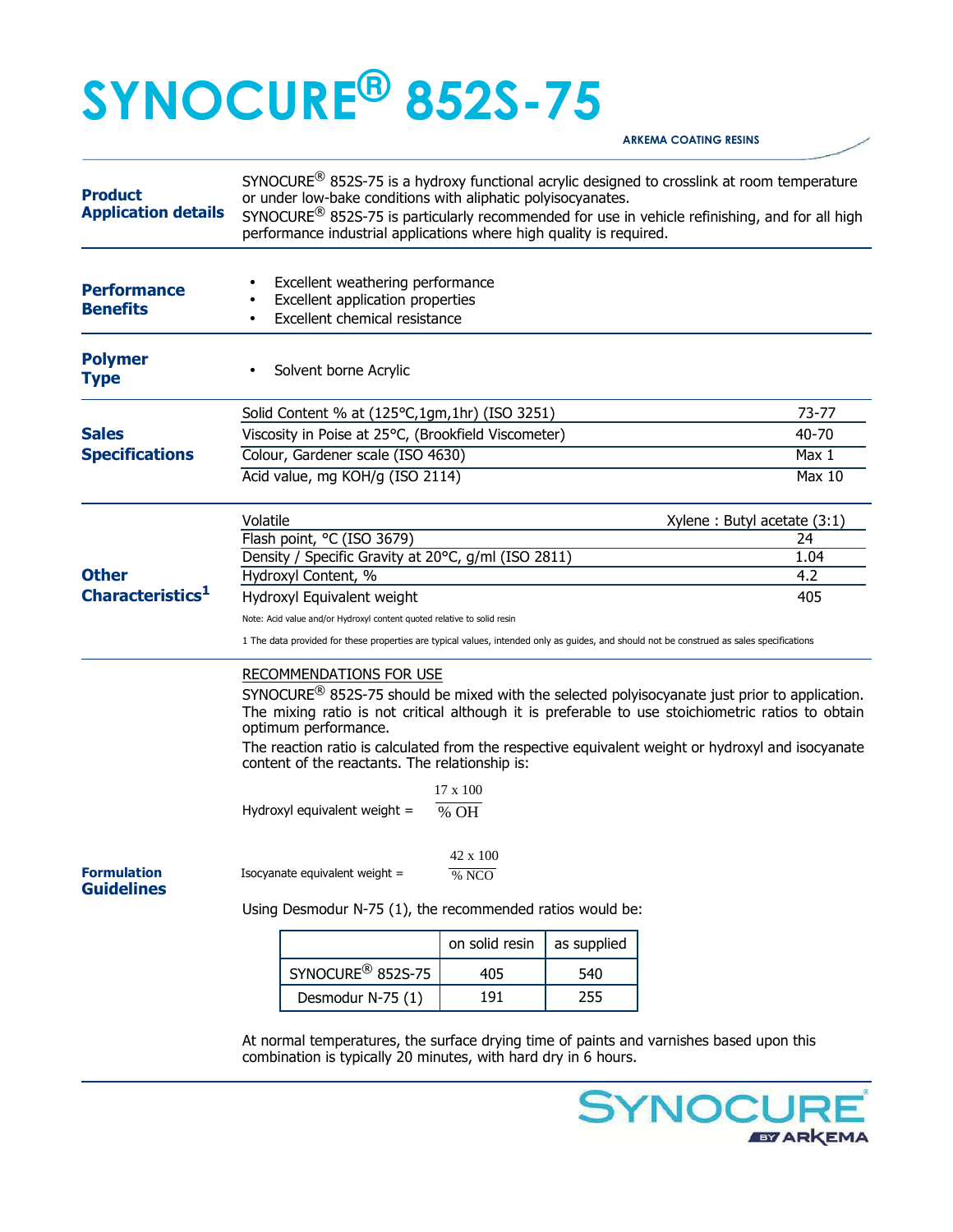# SYNOCURE® 852S-75

ARKEMA COATING RESINS

## Product Application details

SYNOCURE® 852S-75 is a hydroxy functional acrylic designed to crosslink at room temperature or under low-bake conditions with aliphatic polyisocyanates.
SYNOCURE® 852S-75 is particularly recommended for use in vehicle refinishing, and for all high performance industrial applications where high quality is required.

## Performance Benefits

- Excellent weathering performance
- Excellent application properties
- Excellent chemical resistance

## Polymer Type

- Solvent borne Acrylic

## Sales Specifications

| Property | Value |
|---|---|
| Solid Content % at (125°C,1gm,1hr) (ISO 3251) | 73-77 |
| Viscosity in Poise at 25°C, (Brookfield Viscometer) | 40-70 |
| Colour, Gardener scale (ISO 4630) | Max 1 |
| Acid value, mg KOH/g (ISO 2114) | Max 10 |

## Other Characteristics[1]

| Property | Value |
|---|---|
| Volatile | Xylene : Butyl acetate (3:1) |
| Flash point, °C (ISO 3679) | 24 |
| Density / Specific Gravity at 20°C, g/ml (ISO 2811) | 1.04 |
| Hydroxyl Content, % | 4.2 |
| Hydroxyl Equivalent weight | 405 |

Note: Acid value and/or Hydroxyl content quoted relative to solid resin

1 The data provided for these properties are typical values, intended only as guides, and should not be construed as sales specifications

## Formulation Guidelines

RECOMMENDATIONS FOR USE

SYNOCURE® 852S-75 should be mixed with the selected polyisocyanate just prior to application. The mixing ratio is not critical although it is preferable to use stoichiometric ratios to obtain optimum performance.

The reaction ratio is calculated from the respective equivalent weight or hydroxyl and isocyanate content of the reactants. The relationship is:

$$\text{Hydroxyl equivalent weight} = \frac{17 \times 100}{\%\ OH}$$

$$\text{Isocyanate equivalent weight} = \frac{42 \times 100}{\%\ NCO}$$

Using Desmodur N-75 (1), the recommended ratios would be:

| | on solid resin | as supplied |
|---|---|---|
| SYNOCURE® 852S-75 | 405 | 540 |
| Desmodur N-75 (1) | 191 | 255 |

At normal temperatures, the surface drying time of paints and varnishes based upon this combination is typically 20 minutes, with hard dry in 6 hours.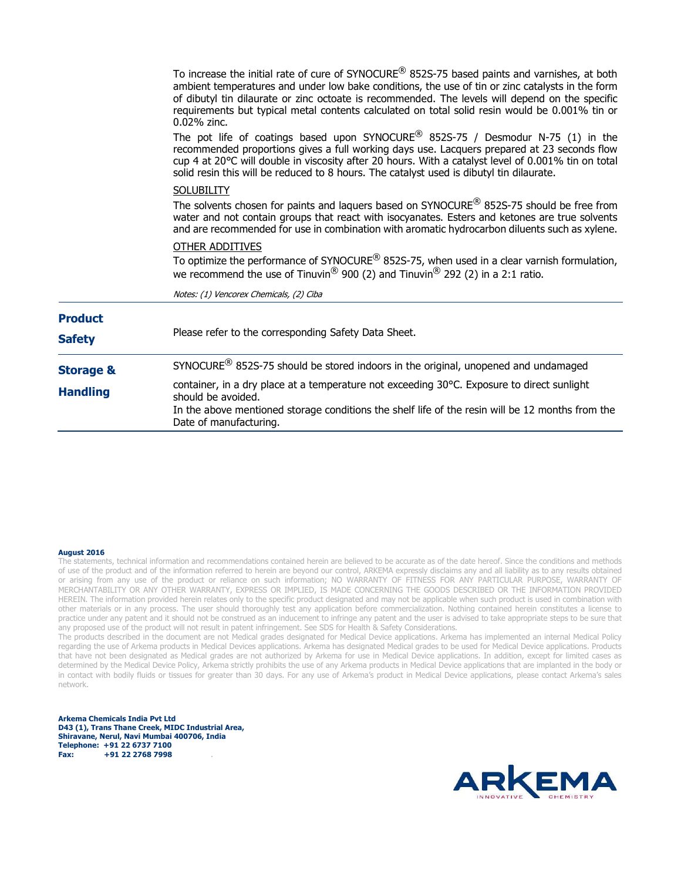To increase the initial rate of cure of SYNOCURE® 852S-75 based paints and varnishes, at both ambient temperatures and under low bake conditions, the use of tin or zinc catalysts in the form of dibutyl tin dilaurate or zinc octoate is recommended. The levels will depend on the specific requirements but typical metal contents calculated on total solid resin would be 0.001% tin or 0.02% zinc.

The pot life of coatings based upon SYNOCURE® 852S-75 / Desmodur N-75 (1) in the recommended proportions gives a full working days use. Lacquers prepared at 23 seconds flow cup 4 at 20°C will double in viscosity after 20 hours. With a catalyst level of 0.001% tin on total solid resin this will be reduced to 8 hours. The catalyst used is dibutyl tin dilaurate.

<u>SOLUBILITY</u>

The solvents chosen for paints and laquers based on SYNOCURE® 852S-75 should be free from water and not contain groups that react with isocyanates. Esters and ketones are true solvents and are recommended for use in combination with aromatic hydrocarbon diluents such as xylene.

<u>OTHER ADDITIVES</u>

To optimize the performance of SYNOCURE® 852S-75, when used in a clear varnish formulation, we recommend the use of Tinuvin® 900 (2) and Tinuvin® 292 (2) in a 2:1 ratio.

*Notes: (1) Vencorex Chemicals, (2) Ciba*

## Product Safety

Please refer to the corresponding Safety Data Sheet.

## Storage & Handling

SYNOCURE® 852S-75 should be stored indoors in the original, unopened and undamaged container, in a dry place at a temperature not exceeding 30°C. Exposure to direct sunlight should be avoided.

In the above mentioned storage conditions the shelf life of the resin will be 12 months from the Date of manufacturing.

**August 2016**

The statements, technical information and recommendations contained herein are believed to be accurate as of the date hereof. Since the conditions and methods of use of the product and of the information referred to herein are beyond our control, ARKEMA expressly disclaims any and all liability as to any results obtained or arising from any use of the product or reliance on such information; NO WARRANTY OF FITNESS FOR ANY PARTICULAR PURPOSE, WARRANTY OF MERCHANTABILITY OR ANY OTHER WARRANTY, EXPRESS OR IMPLIED, IS MADE CONCERNING THE GOODS DESCRIBED OR THE INFORMATION PROVIDED HEREIN. The information provided herein relates only to the specific product designated and may not be applicable when such product is used in combination with other materials or in any process. The user should thoroughly test any application before commercialization. Nothing contained herein constitutes a license to practice under any patent and it should not be construed as an inducement to infringe any patent and the user is advised to take appropriate steps to be sure that any proposed use of the product will not result in patent infringement. See SDS for Health & Safety Considerations.

The products described in the document are not Medical grades designated for Medical Device applications. Arkema has implemented an internal Medical Policy regarding the use of Arkema products in Medical Devices applications. Arkema has designated Medical grades to be used for Medical Device applications. Products that have not been designated as Medical grades are not authorized by Arkema for use in Medical Device applications. In addition, except for limited cases as determined by the Medical Device Policy, Arkema strictly prohibits the use of any Arkema products in Medical Device applications that are implanted in the body or in contact with bodily fluids or tissues for greater than 30 days. For any use of Arkema's product in Medical Device applications, please contact Arkema's sales network.

**Arkema Chemicals India Pvt Ltd**
**D43 (1), Trans Thane Creek, MIDC Industrial Area,**
**Shiravane, Nerul, Navi Mumbai 400706, India**
**Telephone: +91 22 6737 7100**
**Fax: +91 22 2768 7998**

ARKEMA
INNOVATIVE CHEMISTRY